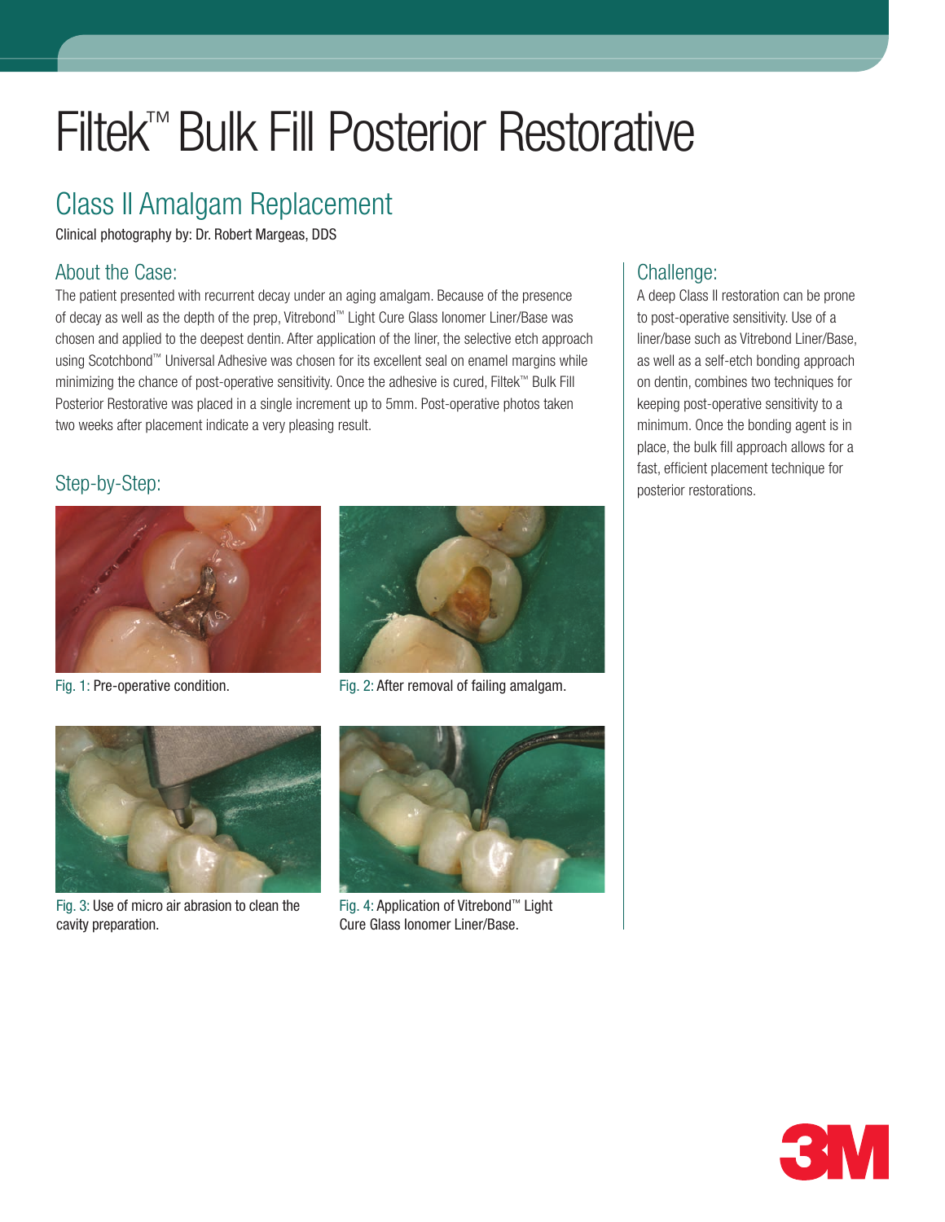# Filtek™ Bulk Fill Posterior Restorative

## Class II Amalgam Replacement

Clinical photography by: Dr. Robert Margeas, DDS

### About the Case:

The patient presented with recurrent decay under an aging amalgam. Because of the presence of decay as well as the depth of the prep, Vitrebond™ Light Cure Glass Ionomer Liner/Base was chosen and applied to the deepest dentin. After application of the liner, the selective etch approach using Scotchbond™ Universal Adhesive was chosen for its excellent seal on enamel margins while minimizing the chance of post-operative sensitivity. Once the adhesive is cured, Filtek™ Bulk Fill Posterior Restorative was placed in a single increment up to 5mm. Post-operative photos taken two weeks after placement indicate a very pleasing result.

### Challenge:

A deep Class II restoration can be prone to post-operative sensitivity. Use of a liner/base such as Vitrebond Liner/Base, as well as a self-etch bonding approach on dentin, combines two techniques for keeping post-operative sensitivity to a minimum. Once the bonding agent is in place, the bulk fill approach allows for a fast, efficient placement technique for posterior restorations.

### Step-by-Step:

Fig. 1: Pre-operative condition.

Fig. 2: After removal of failing amalgam.

Fig. 3: Use of micro air abrasion to clean the cavity preparation.

Fig. 4: Application of Vitrebond™ Light Cure Glass Ionomer Liner/Base.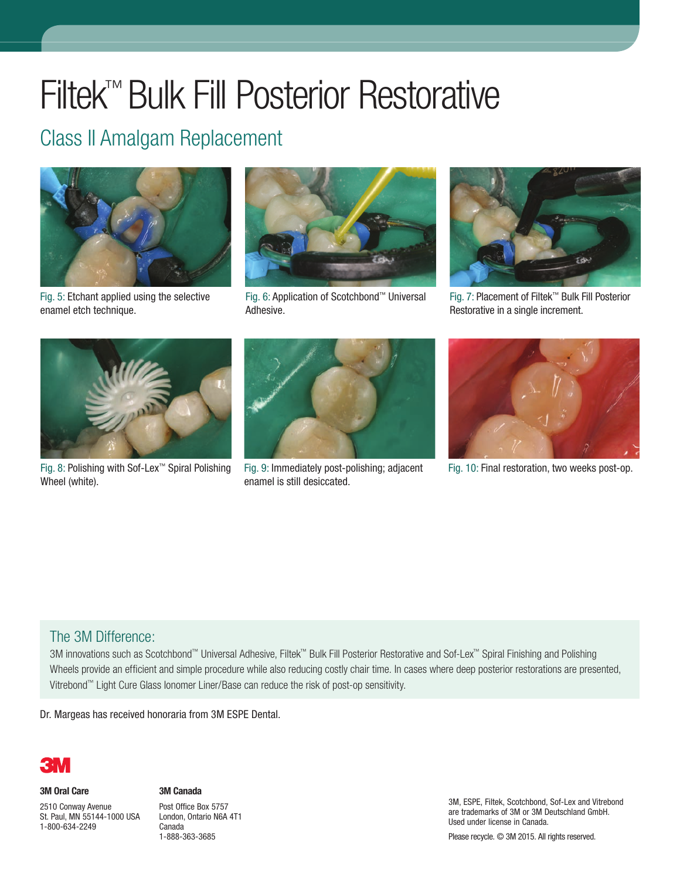# Filtek™ Bulk Fill Posterior Restorative

## Class II Amalgam Replacement

Fig. 5: Etchant applied using the selective enamel etch technique.

Fig. 6: Application of Scotchbond™ Universal Adhesive.

Fig. 7: Placement of Filtek™ Bulk Fill Posterior Restorative in a single increment.

Fig. 8: Polishing with Sof-Lex™ Spiral Polishing Wheel (white).

Fig. 9: Immediately post-polishing; adjacent enamel is still desiccated.

Fig. 10: Final restoration, two weeks post-op.

### The 3M Difference:

3M innovations such as Scotchbond™ Universal Adhesive, Filtek™ Bulk Fill Posterior Restorative and Sof-Lex™ Spiral Finishing and Polishing Wheels provide an efficient and simple procedure while also reducing costly chair time. In cases where deep posterior restorations are presented, Vitrebond™ Light Cure Glass Ionomer Liner/Base can reduce the risk of post-op sensitivity.

Dr. Margeas has received honoraria from 3M ESPE Dental.

3M

**3M Oral Care**

2510 Conway Avenue
St. Paul, MN 55144-1000 USA
1-800-634-2249

**3M Canada**

Post Office Box 5757
London, Ontario N6A 4T1
Canada
1-888-363-3685

3M, ESPE, Filtek, Scotchbond, Sof-Lex and Vitrebond are trademarks of 3M or 3M Deutschland GmbH. Used under license in Canada.

Please recycle. © 3M 2015. All rights reserved.